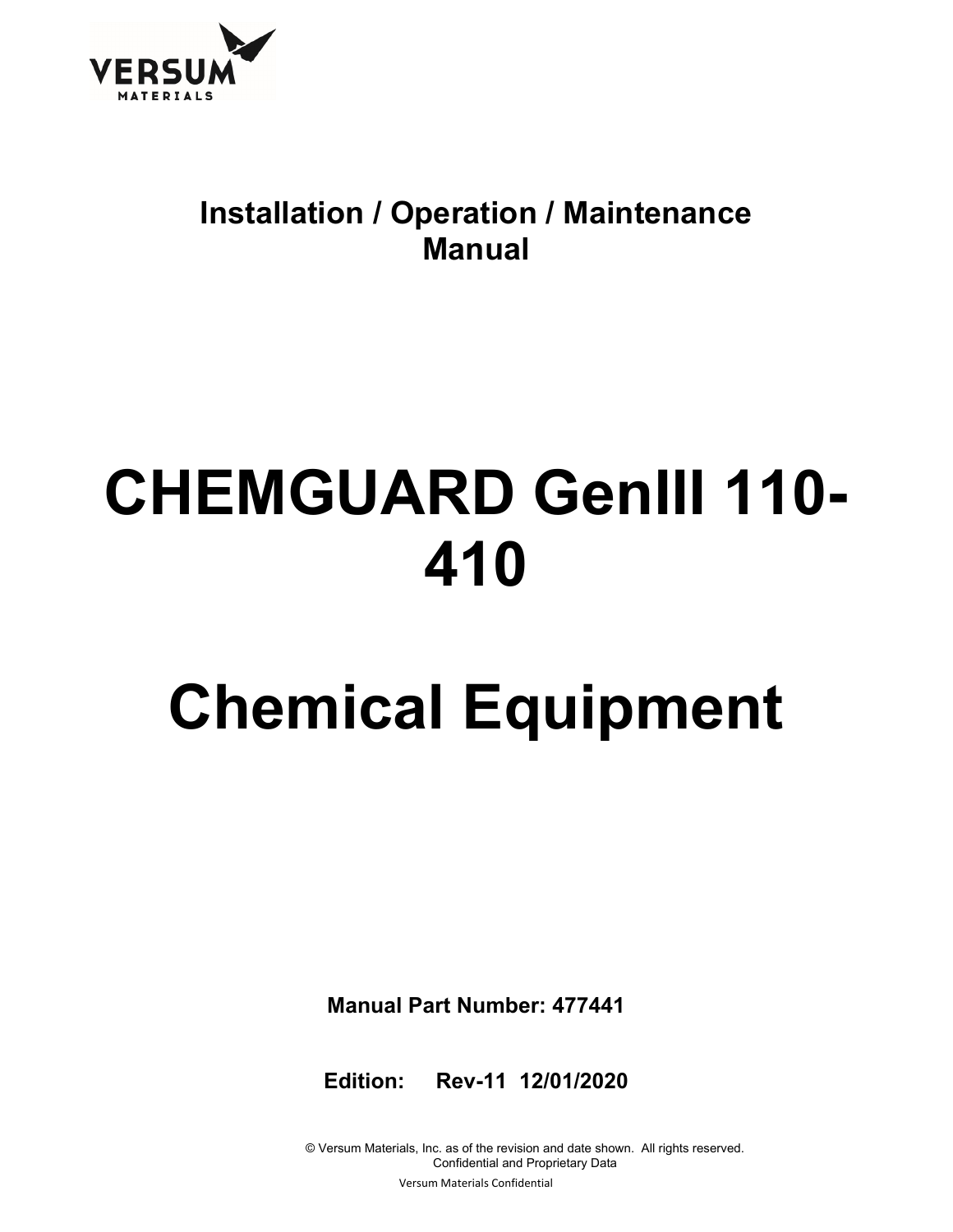VERSUM MATERIALS

**Installation / Operation / Maintenance Manual**

# CHEMGUARD GenIII 110-410

# Chemical Equipment

**Manual Part Number: 477441**

**Edition: Rev-11 12/01/2020**

© Versum Materials, Inc. as of the revision and date shown. All rights reserved.
Confidential and Proprietary Data

Versum Materials Confidential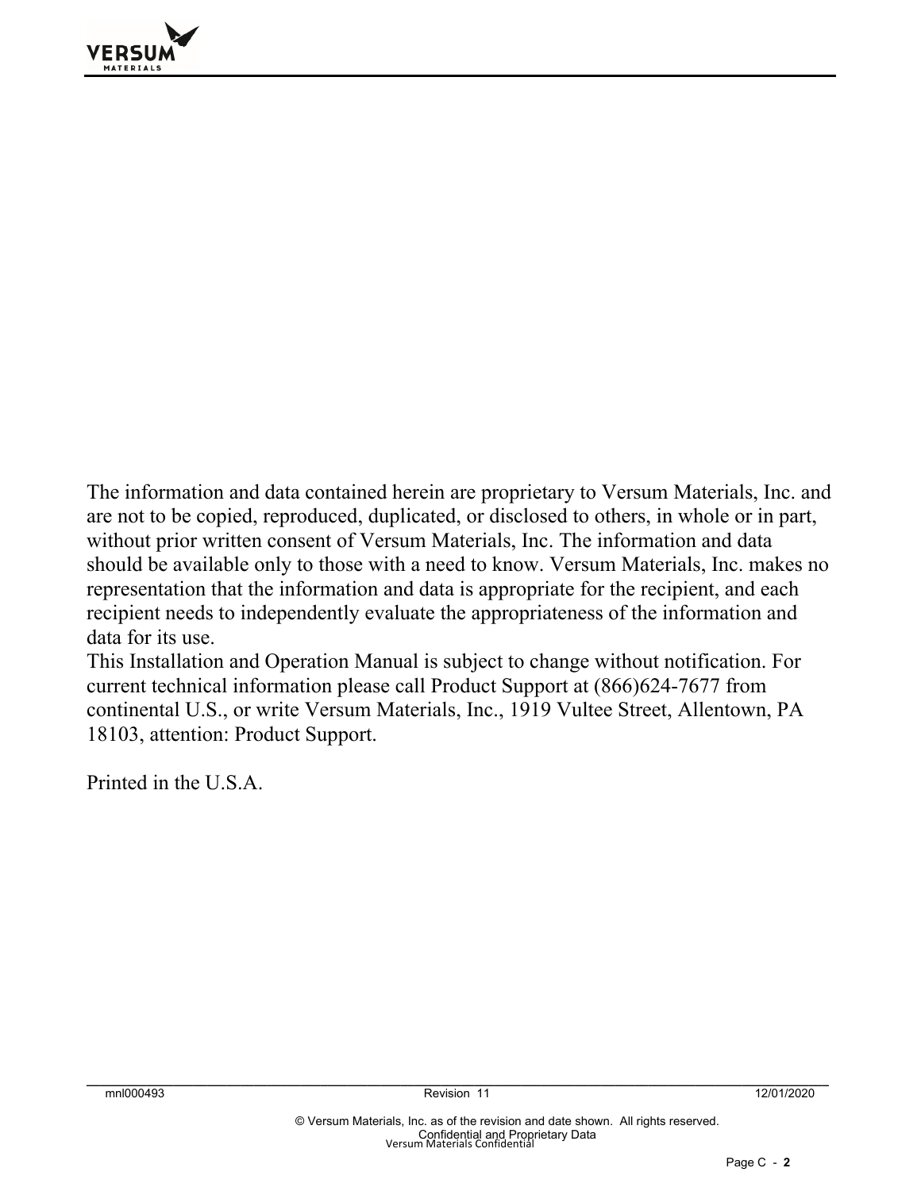The information and data contained herein are proprietary to Versum Materials, Inc. and are not to be copied, reproduced, duplicated, or disclosed to others, in whole or in part, without prior written consent of Versum Materials, Inc. The information and data should be available only to those with a need to know. Versum Materials, Inc. makes no representation that the information and data is appropriate for the recipient, and each recipient needs to independently evaluate the appropriateness of the information and data for its use.
This Installation and Operation Manual is subject to change without notification. For current technical information please call Product Support at (866)624-7677 from continental U.S., or write Versum Materials, Inc., 1919 Vultee Street, Allentown, PA 18103, attention: Product Support.

Printed in the U.S.A.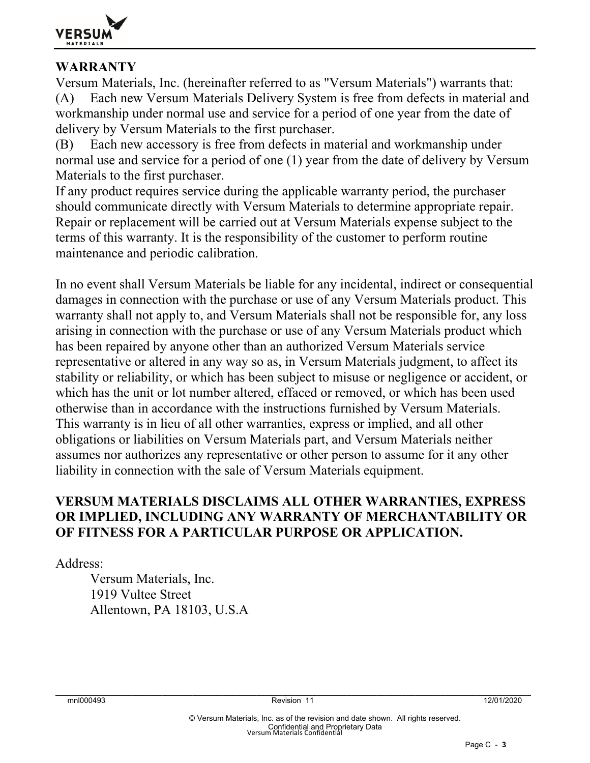## WARRANTY

Versum Materials, Inc. (hereinafter referred to as "Versum Materials") warrants that:

(A) Each new Versum Materials Delivery System is free from defects in material and workmanship under normal use and service for a period of one year from the date of delivery by Versum Materials to the first purchaser.

(B) Each new accessory is free from defects in material and workmanship under normal use and service for a period of one (1) year from the date of delivery by Versum Materials to the first purchaser.

If any product requires service during the applicable warranty period, the purchaser should communicate directly with Versum Materials to determine appropriate repair. Repair or replacement will be carried out at Versum Materials expense subject to the terms of this warranty. It is the responsibility of the customer to perform routine maintenance and periodic calibration.

In no event shall Versum Materials be liable for any incidental, indirect or consequential damages in connection with the purchase or use of any Versum Materials product. This warranty shall not apply to, and Versum Materials shall not be responsible for, any loss arising in connection with the purchase or use of any Versum Materials product which has been repaired by anyone other than an authorized Versum Materials service representative or altered in any way so as, in Versum Materials judgment, to affect its stability or reliability, or which has been subject to misuse or negligence or accident, or which has the unit or lot number altered, effaced or removed, or which has been used otherwise than in accordance with the instructions furnished by Versum Materials. This warranty is in lieu of all other warranties, express or implied, and all other obligations or liabilities on Versum Materials part, and Versum Materials neither assumes nor authorizes any representative or other person to assume for it any other liability in connection with the sale of Versum Materials equipment.

**VERSUM MATERIALS DISCLAIMS ALL OTHER WARRANTIES, EXPRESS OR IMPLIED, INCLUDING ANY WARRANTY OF MERCHANTABILITY OR OF FITNESS FOR A PARTICULAR PURPOSE OR APPLICATION.**

Address:

Versum Materials, Inc.
1919 Vultee Street
Allentown, PA 18103, U.S.A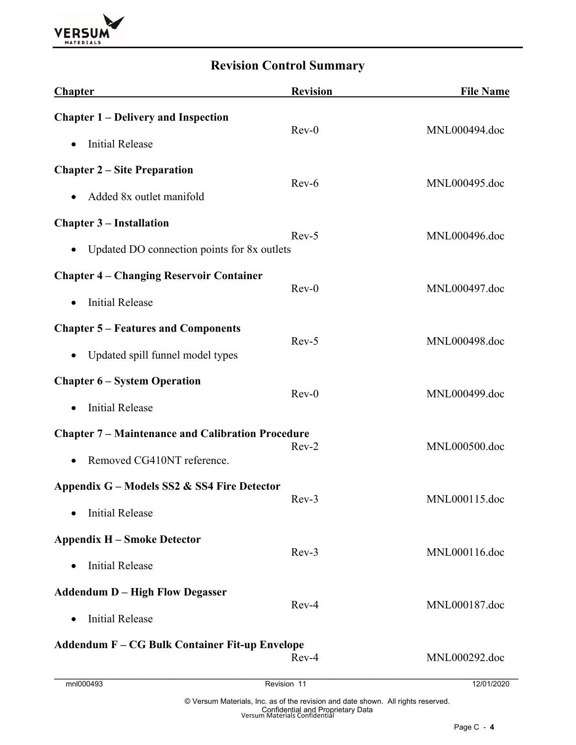## Revision Control Summary

| Chapter | Revision | File Name |
|---|---|---|
| **Chapter 1 – Delivery and Inspection**<br>• Initial Release | Rev-0 | MNL000494.doc |
| **Chapter 2 – Site Preparation**<br>• Added 8x outlet manifold | Rev-6 | MNL000495.doc |
| **Chapter 3 – Installation**<br>• Updated DO connection points for 8x outlets | Rev-5 | MNL000496.doc |
| **Chapter 4 – Changing Reservoir Container**<br>• Initial Release | Rev-0 | MNL000497.doc |
| **Chapter 5 – Features and Components**<br>• Updated spill funnel model types | Rev-5 | MNL000498.doc |
| **Chapter 6 – System Operation**<br>• Initial Release | Rev-0 | MNL000499.doc |
| **Chapter 7 – Maintenance and Calibration Procedure**<br>• Removed CG410NT reference. | Rev-2 | MNL000500.doc |
| **Appendix G – Models SS2 & SS4 Fire Detector**<br>• Initial Release | Rev-3 | MNL000115.doc |
| **Appendix H – Smoke Detector**<br>• Initial Release | Rev-3 | MNL000116.doc |
| **Addendum D – High Flow Degasser**<br>• Initial Release | Rev-4 | MNL000187.doc |
| **Addendum F – CG Bulk Container Fit-up Envelope** | Rev-4 | MNL000292.doc |

mnl000493 Revision 11 12/01/2020

© Versum Materials, Inc. as of the revision and date shown. All rights reserved.
Confidential and Proprietary Data
Versum Materials Confidential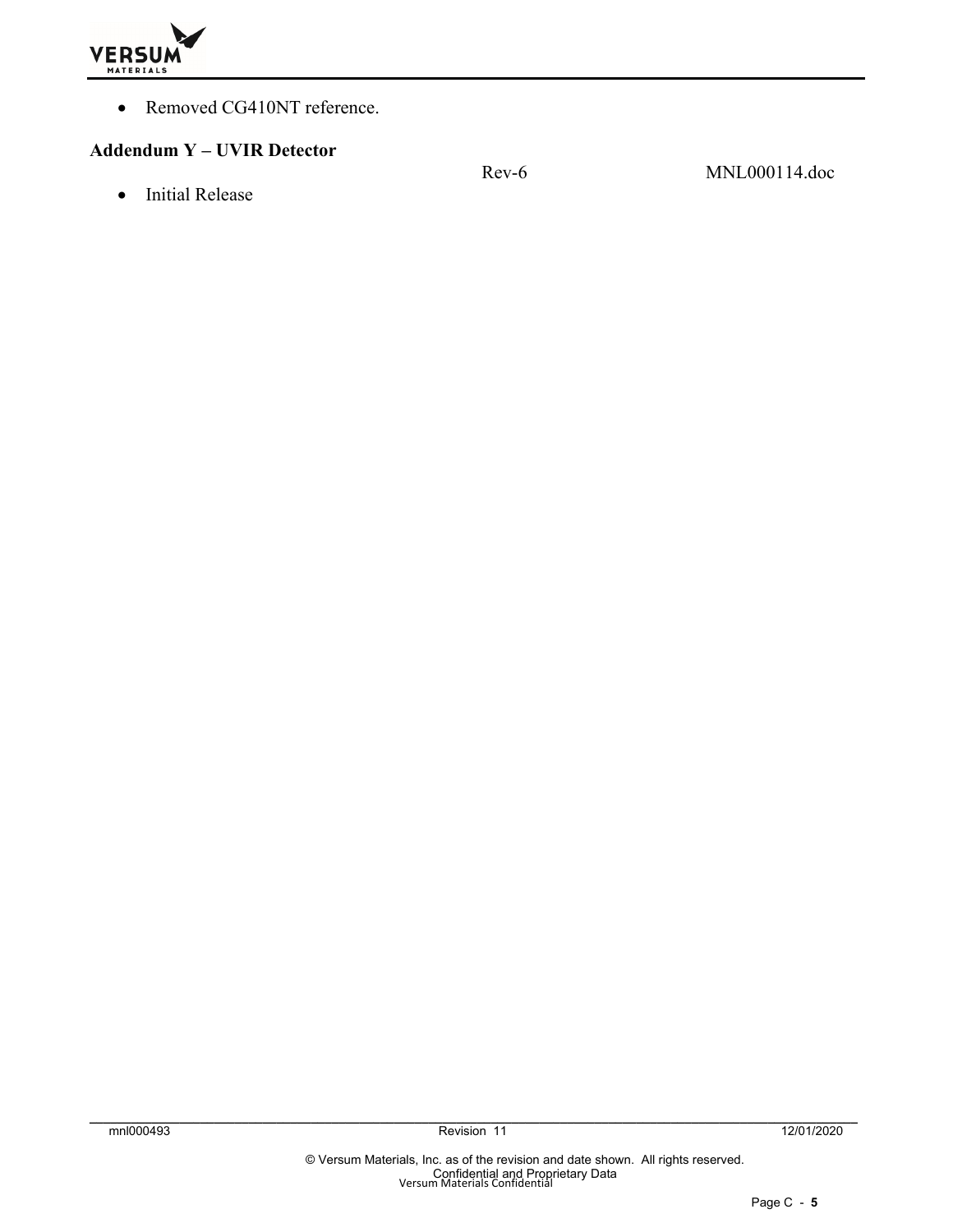- Removed CG410NT reference.

**Addendum Y – UVIR Detector** Rev-6 MNL000114.doc

- Initial Release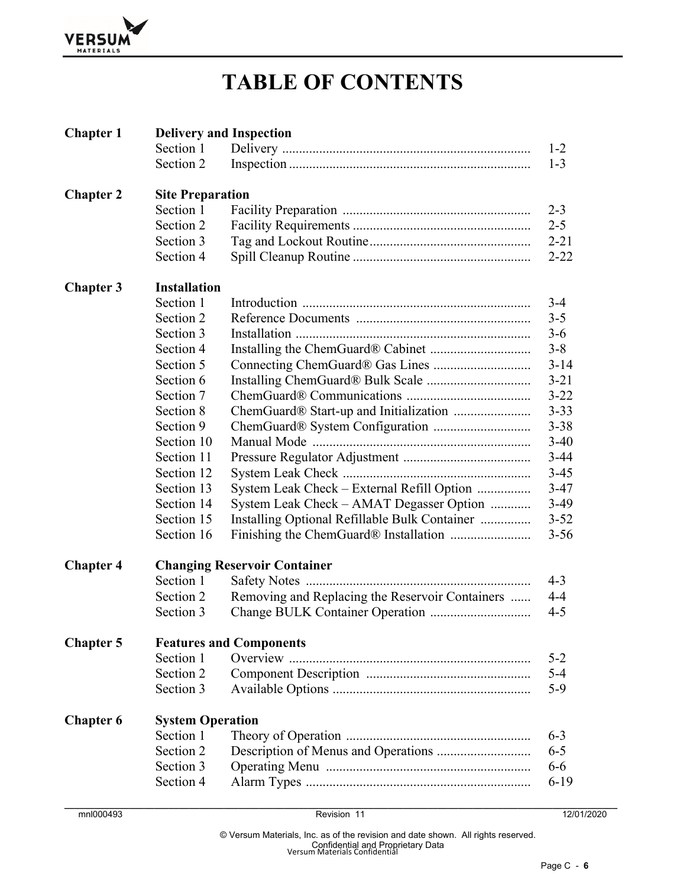# TABLE OF CONTENTS

| | | | |
|---|---|---|---|
| **Chapter 1** | **Delivery and Inspection** | | |
| | Section 1 | Delivery | 1-2 |
| | Section 2 | Inspection | 1-3 |
| **Chapter 2** | **Site Preparation** | | |
| | Section 1 | Facility Preparation | 2-3 |
| | Section 2 | Facility Requirements | 2-5 |
| | Section 3 | Tag and Lockout Routine | 2-21 |
| | Section 4 | Spill Cleanup Routine | 2-22 |
| **Chapter 3** | **Installation** | | |
| | Section 1 | Introduction | 3-4 |
| | Section 2 | Reference Documents | 3-5 |
| | Section 3 | Installation | 3-6 |
| | Section 4 | Installing the ChemGuard® Cabinet | 3-8 |
| | Section 5 | Connecting ChemGuard® Gas Lines | 3-14 |
| | Section 6 | Installing ChemGuard® Bulk Scale | 3-21 |
| | Section 7 | ChemGuard® Communications | 3-22 |
| | Section 8 | ChemGuard® Start-up and Initialization | 3-33 |
| | Section 9 | ChemGuard® System Configuration | 3-38 |
| | Section 10 | Manual Mode | 3-40 |
| | Section 11 | Pressure Regulator Adjustment | 3-44 |
| | Section 12 | System Leak Check | 3-45 |
| | Section 13 | System Leak Check – External Refill Option | 3-47 |
| | Section 14 | System Leak Check – AMAT Degasser Option | 3-49 |
| | Section 15 | Installing Optional Refillable Bulk Container | 3-52 |
| | Section 16 | Finishing the ChemGuard® Installation | 3-56 |
| **Chapter 4** | **Changing Reservoir Container** | | |
| | Section 1 | Safety Notes | 4-3 |
| | Section 2 | Removing and Replacing the Reservoir Containers | 4-4 |
| | Section 3 | Change BULK Container Operation | 4-5 |
| **Chapter 5** | **Features and Components** | | |
| | Section 1 | Overview | 5-2 |
| | Section 2 | Component Description | 5-4 |
| | Section 3 | Available Options | 5-9 |
| **Chapter 6** | **System Operation** | | |
| | Section 1 | Theory of Operation | 6-3 |
| | Section 2 | Description of Menus and Operations | 6-5 |
| | Section 3 | Operating Menu | 6-6 |
| | Section 4 | Alarm Types | 6-19 |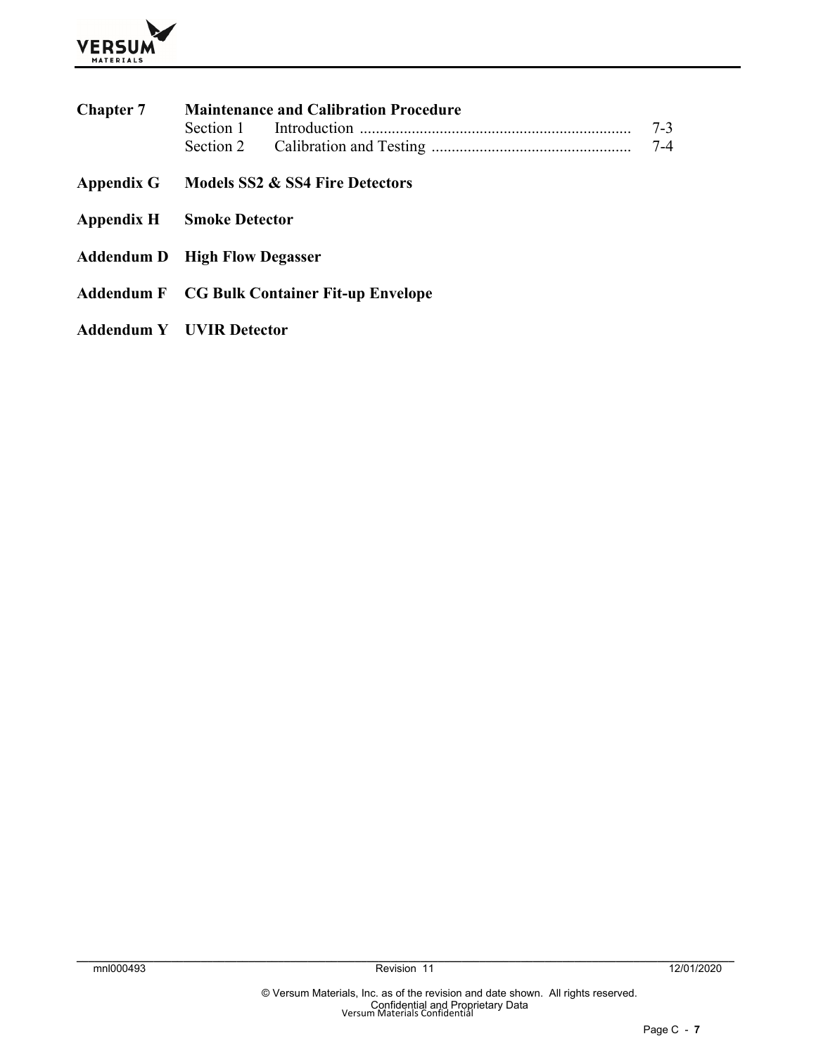**Chapter 7 Maintenance and Calibration Procedure**

| | | |
|---|---|---|
| Section 1 | Introduction | 7-3 |
| Section 2 | Calibration and Testing | 7-4 |

**Appendix G Models SS2 & SS4 Fire Detectors**

**Appendix H Smoke Detector**

**Addendum D High Flow Degasser**

**Addendum F CG Bulk Container Fit-up Envelope**

**Addendum Y UVIR Detector**